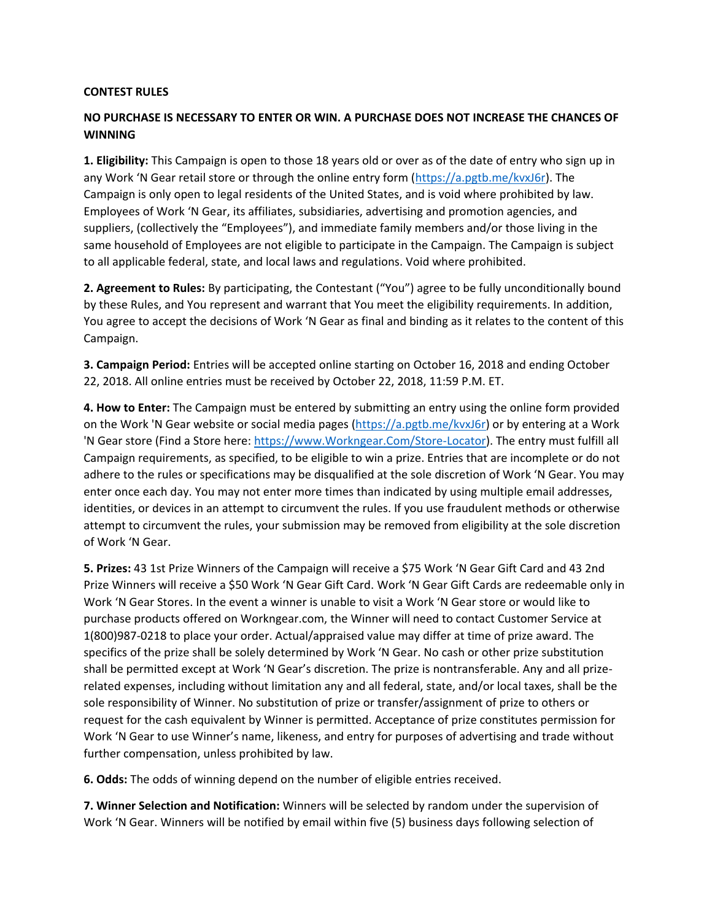**CONTEST RULES**

**NO PURCHASE IS NECESSARY TO ENTER OR WIN. A PURCHASE DOES NOT INCREASE THE CHANCES OF WINNING**

**1. Eligibility:** This Campaign is open to those 18 years old or over as of the date of entry who sign up in any Work 'N Gear retail store or through the online entry form (https://a.pgtb.me/kvxJ6r). The Campaign is only open to legal residents of the United States, and is void where prohibited by law. Employees of Work 'N Gear, its affiliates, subsidiaries, advertising and promotion agencies, and suppliers, (collectively the "Employees"), and immediate family members and/or those living in the same household of Employees are not eligible to participate in the Campaign. The Campaign is subject to all applicable federal, state, and local laws and regulations. Void where prohibited.

**2. Agreement to Rules:** By participating, the Contestant ("You") agree to be fully unconditionally bound by these Rules, and You represent and warrant that You meet the eligibility requirements. In addition, You agree to accept the decisions of Work 'N Gear as final and binding as it relates to the content of this Campaign.

**3. Campaign Period:** Entries will be accepted online starting on October 16, 2018 and ending October 22, 2018. All online entries must be received by October 22, 2018, 11:59 P.M. ET.

**4. How to Enter:** The Campaign must be entered by submitting an entry using the online form provided on the Work 'N Gear website or social media pages (https://a.pgtb.me/kvxJ6r) or by entering at a Work 'N Gear store (Find a Store here: https://www.Workngear.Com/Store-Locator). The entry must fulfill all Campaign requirements, as specified, to be eligible to win a prize. Entries that are incomplete or do not adhere to the rules or specifications may be disqualified at the sole discretion of Work 'N Gear. You may enter once each day. You may not enter more times than indicated by using multiple email addresses, identities, or devices in an attempt to circumvent the rules. If you use fraudulent methods or otherwise attempt to circumvent the rules, your submission may be removed from eligibility at the sole discretion of Work 'N Gear.

**5. Prizes:** 43 1st Prize Winners of the Campaign will receive a $75 Work 'N Gear Gift Card and 43 2nd Prize Winners will receive a $50 Work 'N Gear Gift Card. Work 'N Gear Gift Cards are redeemable only in Work 'N Gear Stores. In the event a winner is unable to visit a Work 'N Gear store or would like to purchase products offered on Workngear.com, the Winner will need to contact Customer Service at 1(800)987-0218 to place your order. Actual/appraised value may differ at time of prize award. The specifics of the prize shall be solely determined by Work 'N Gear. No cash or other prize substitution shall be permitted except at Work 'N Gear's discretion. The prize is nontransferable. Any and all prize-related expenses, including without limitation any and all federal, state, and/or local taxes, shall be the sole responsibility of Winner. No substitution of prize or transfer/assignment of prize to others or request for the cash equivalent by Winner is permitted. Acceptance of prize constitutes permission for Work 'N Gear to use Winner's name, likeness, and entry for purposes of advertising and trade without further compensation, unless prohibited by law.

**6. Odds:** The odds of winning depend on the number of eligible entries received.

**7. Winner Selection and Notification:** Winners will be selected by random under the supervision of Work 'N Gear. Winners will be notified by email within five (5) business days following selection of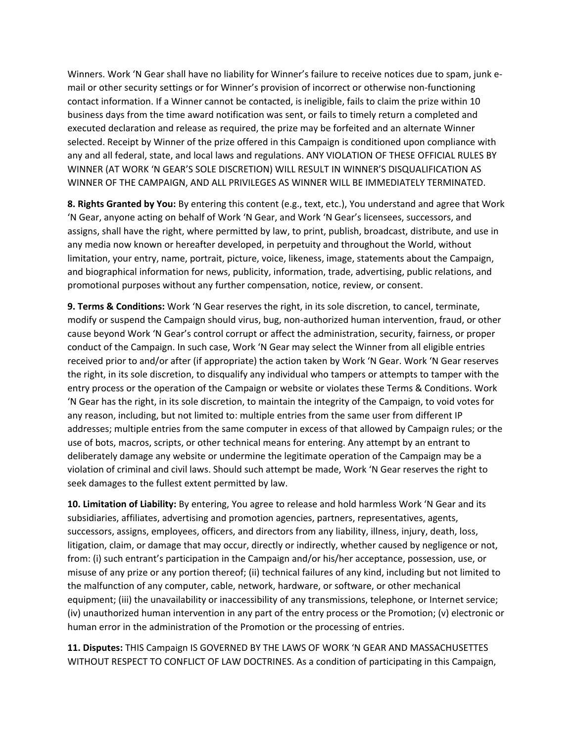Winners. Work 'N Gear shall have no liability for Winner's failure to receive notices due to spam, junk e-mail or other security settings or for Winner's provision of incorrect or otherwise non-functioning contact information. If a Winner cannot be contacted, is ineligible, fails to claim the prize within 10 business days from the time award notification was sent, or fails to timely return a completed and executed declaration and release as required, the prize may be forfeited and an alternate Winner selected. Receipt by Winner of the prize offered in this Campaign is conditioned upon compliance with any and all federal, state, and local laws and regulations. ANY VIOLATION OF THESE OFFICIAL RULES BY WINNER (AT WORK 'N GEAR'S SOLE DISCRETION) WILL RESULT IN WINNER'S DISQUALIFICATION AS WINNER OF THE CAMPAIGN, AND ALL PRIVILEGES AS WINNER WILL BE IMMEDIATELY TERMINATED.

**8. Rights Granted by You:** By entering this content (e.g., text, etc.), You understand and agree that Work 'N Gear, anyone acting on behalf of Work 'N Gear, and Work 'N Gear's licensees, successors, and assigns, shall have the right, where permitted by law, to print, publish, broadcast, distribute, and use in any media now known or hereafter developed, in perpetuity and throughout the World, without limitation, your entry, name, portrait, picture, voice, likeness, image, statements about the Campaign, and biographical information for news, publicity, information, trade, advertising, public relations, and promotional purposes without any further compensation, notice, review, or consent.

**9. Terms & Conditions:** Work 'N Gear reserves the right, in its sole discretion, to cancel, terminate, modify or suspend the Campaign should virus, bug, non-authorized human intervention, fraud, or other cause beyond Work 'N Gear's control corrupt or affect the administration, security, fairness, or proper conduct of the Campaign. In such case, Work 'N Gear may select the Winner from all eligible entries received prior to and/or after (if appropriate) the action taken by Work 'N Gear. Work 'N Gear reserves the right, in its sole discretion, to disqualify any individual who tampers or attempts to tamper with the entry process or the operation of the Campaign or website or violates these Terms & Conditions. Work 'N Gear has the right, in its sole discretion, to maintain the integrity of the Campaign, to void votes for any reason, including, but not limited to: multiple entries from the same user from different IP addresses; multiple entries from the same computer in excess of that allowed by Campaign rules; or the use of bots, macros, scripts, or other technical means for entering. Any attempt by an entrant to deliberately damage any website or undermine the legitimate operation of the Campaign may be a violation of criminal and civil laws. Should such attempt be made, Work 'N Gear reserves the right to seek damages to the fullest extent permitted by law.

**10. Limitation of Liability:** By entering, You agree to release and hold harmless Work 'N Gear and its subsidiaries, affiliates, advertising and promotion agencies, partners, representatives, agents, successors, assigns, employees, officers, and directors from any liability, illness, injury, death, loss, litigation, claim, or damage that may occur, directly or indirectly, whether caused by negligence or not, from: (i) such entrant's participation in the Campaign and/or his/her acceptance, possession, use, or misuse of any prize or any portion thereof; (ii) technical failures of any kind, including but not limited to the malfunction of any computer, cable, network, hardware, or software, or other mechanical equipment; (iii) the unavailability or inaccessibility of any transmissions, telephone, or Internet service; (iv) unauthorized human intervention in any part of the entry process or the Promotion; (v) electronic or human error in the administration of the Promotion or the processing of entries.

**11. Disputes:** THIS Campaign IS GOVERNED BY THE LAWS OF WORK 'N GEAR AND MASSACHUSETTES WITHOUT RESPECT TO CONFLICT OF LAW DOCTRINES. As a condition of participating in this Campaign,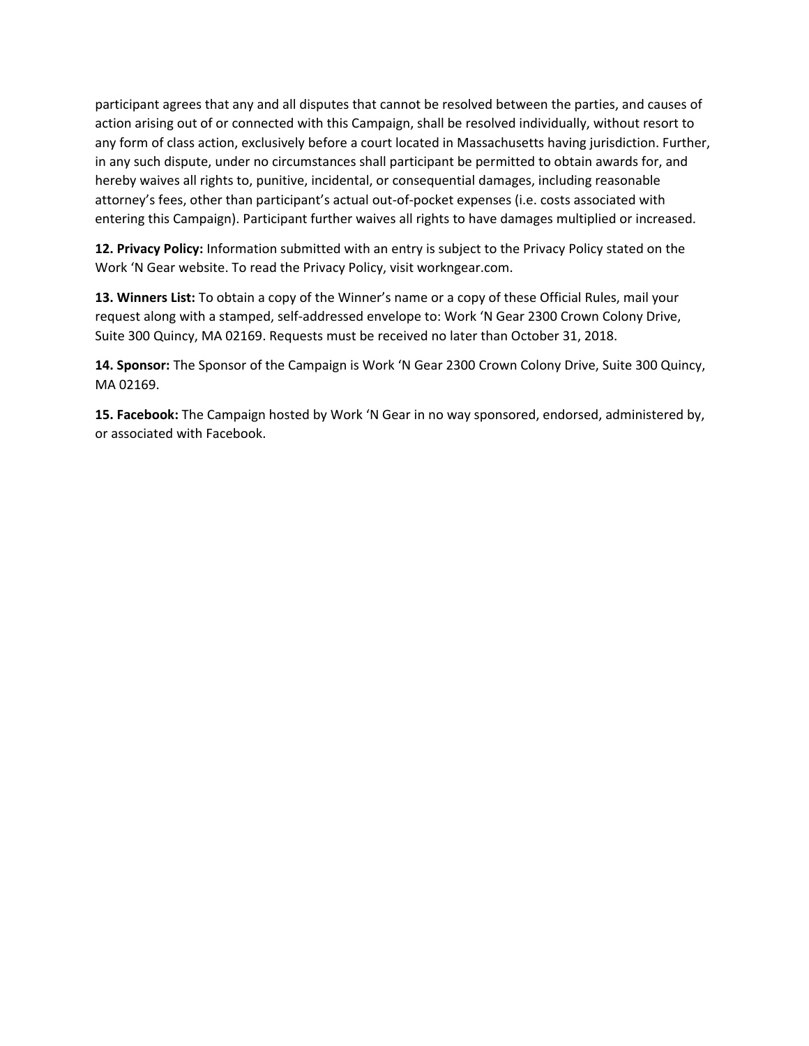participant agrees that any and all disputes that cannot be resolved between the parties, and causes of action arising out of or connected with this Campaign, shall be resolved individually, without resort to any form of class action, exclusively before a court located in Massachusetts having jurisdiction. Further, in any such dispute, under no circumstances shall participant be permitted to obtain awards for, and hereby waives all rights to, punitive, incidental, or consequential damages, including reasonable attorney's fees, other than participant's actual out-of-pocket expenses (i.e. costs associated with entering this Campaign). Participant further waives all rights to have damages multiplied or increased.

**12. Privacy Policy:** Information submitted with an entry is subject to the Privacy Policy stated on the Work 'N Gear website. To read the Privacy Policy, visit workngear.com.

**13. Winners List:** To obtain a copy of the Winner's name or a copy of these Official Rules, mail your request along with a stamped, self-addressed envelope to: Work 'N Gear 2300 Crown Colony Drive, Suite 300 Quincy, MA 02169. Requests must be received no later than October 31, 2018.

**14. Sponsor:** The Sponsor of the Campaign is Work 'N Gear 2300 Crown Colony Drive, Suite 300 Quincy, MA 02169.

**15. Facebook:** The Campaign hosted by Work 'N Gear in no way sponsored, endorsed, administered by, or associated with Facebook.